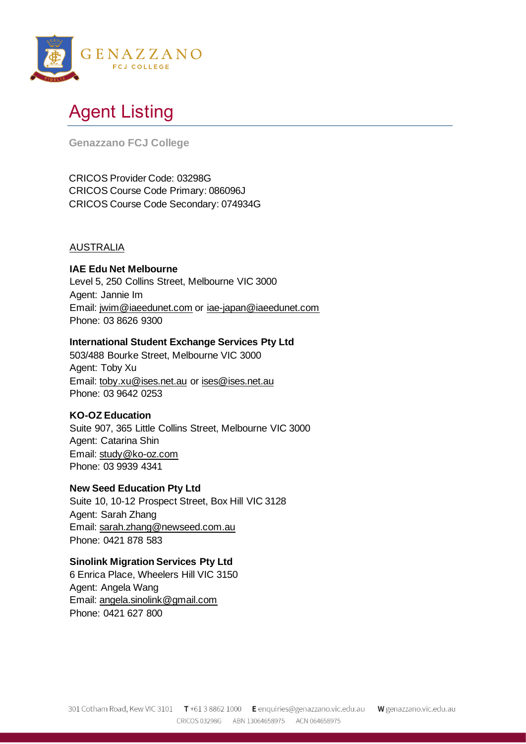# Agent Listing

**Genazzano FCJ College**

CRICOS Provider Code: 03298G
CRICOS Course Code Primary: 086096J
CRICOS Course Code Secondary: 074934G

## AUSTRALIA

**IAE Edu Net Melbourne**
Level 5, 250 Collins Street, Melbourne VIC 3000
Agent: Jannie Im
Email: jwim@iaeedunet.com or iae-japan@iaeedunet.com
Phone: 03 8626 9300

**International Student Exchange Services Pty Ltd**
503/488 Bourke Street, Melbourne VIC 3000
Agent: Toby Xu
Email: toby.xu@ises.net.au or ises@ises.net.au
Phone: 03 9642 0253

**KO-OZ Education**
Suite 907, 365 Little Collins Street, Melbourne VIC 3000
Agent: Catarina Shin
Email: study@ko-oz.com
Phone: 03 9939 4341

**New Seed Education Pty Ltd**
Suite 10, 10-12 Prospect Street, Box Hill VIC 3128
Agent: Sarah Zhang
Email: sarah.zhang@newseed.com.au
Phone: 0421 878 583

**Sinolink Migration Services Pty Ltd**
6 Enrica Place, Wheelers Hill VIC 3150
Agent: Angela Wang
Email: angela.sinolink@gmail.com
Phone: 0421 627 800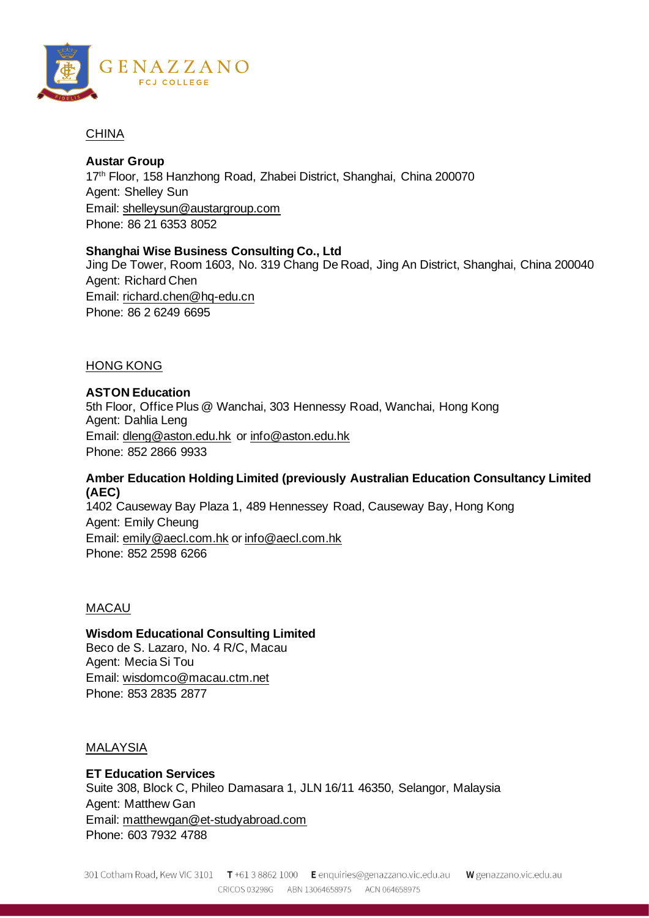CHINA

**Austar Group**
17th Floor, 158 Hanzhong Road, Zhabei District, Shanghai, China 200070
Agent: Shelley Sun
Email: shelleysun@austargroup.com
Phone: 86 21 6353 8052

**Shanghai Wise Business Consulting Co., Ltd**
Jing De Tower, Room 1603, No. 319 Chang De Road, Jing An District, Shanghai, China 200040
Agent: Richard Chen
Email: richard.chen@hq-edu.cn
Phone: 86 2 6249 6695

HONG KONG

**ASTON Education**
5th Floor, Office Plus @ Wanchai, 303 Hennessy Road, Wanchai, Hong Kong
Agent: Dahlia Leng
Email: dleng@aston.edu.hk or info@aston.edu.hk
Phone: 852 2866 9933

**Amber Education Holding Limited (previously Australian Education Consultancy Limited (AEC)**
1402 Causeway Bay Plaza 1, 489 Hennessey Road, Causeway Bay, Hong Kong
Agent: Emily Cheung
Email: emily@aecl.com.hk or info@aecl.com.hk
Phone: 852 2598 6266

MACAU

**Wisdom Educational Consulting Limited**
Beco de S. Lazaro, No. 4 R/C, Macau
Agent: Mecia Si Tou
Email: wisdomco@macau.ctm.net
Phone: 853 2835 2877

MALAYSIA

**ET Education Services**
Suite 308, Block C, Phileo Damasara 1, JLN 16/11 46350, Selangor, Malaysia
Agent: Matthew Gan
Email: matthewgan@et-studyabroad.com
Phone: 603 7932 4788